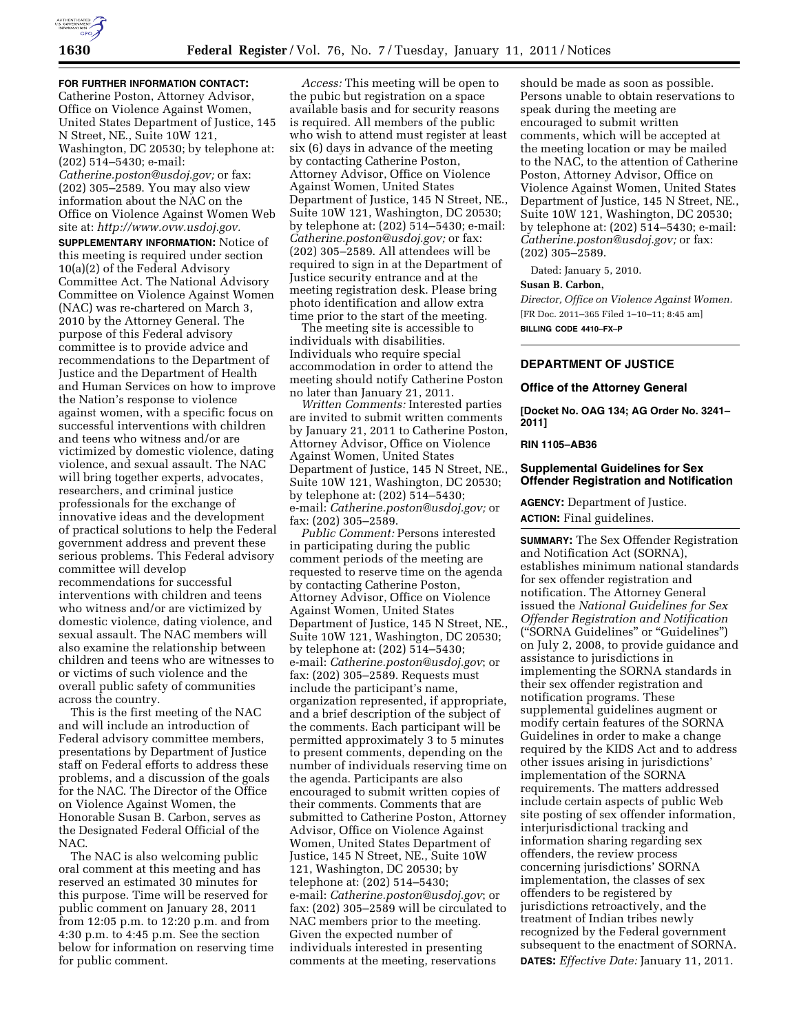**FOR FURTHER INFORMATION CONTACT:** Catherine Poston, Attorney Advisor, Office on Violence Against Women, United States Department of Justice, 145 N Street, NE., Suite 10W 121, Washington, DC 20530; by telephone at: (202) 514–5430; e-mail: *Catherine.poston@usdoj.gov;* or fax: (202) 305–2589. You may also view information about the NAC on the Office on Violence Against Women Web site at: *http://www.ovw.usdoj.gov.*

**SUPPLEMENTARY INFORMATION:** Notice of this meeting is required under section 10(a)(2) of the Federal Advisory Committee Act. The National Advisory Committee on Violence Against Women (NAC) was re-chartered on March 3, 2010 by the Attorney General. The purpose of this Federal advisory committee is to provide advice and recommendations to the Department of Justice and the Department of Health and Human Services on how to improve the Nation's response to violence against women, with a specific focus on successful interventions with children and teens who witness and/or are victimized by domestic violence, dating violence, and sexual assault. The NAC will bring together experts, advocates, researchers, and criminal justice professionals for the exchange of innovative ideas and the development of practical solutions to help the Federal government address and prevent these serious problems. This Federal advisory committee will develop recommendations for successful interventions with children and teens who witness and/or are victimized by domestic violence, dating violence, and sexual assault. The NAC members will also examine the relationship between children and teens who are witnesses to or victims of such violence and the overall public safety of communities across the country.

This is the first meeting of the NAC and will include an introduction of Federal advisory committee members, presentations by Department of Justice staff on Federal efforts to address these problems, and a discussion of the goals for the NAC. The Director of the Office on Violence Against Women, the Honorable Susan B. Carbon, serves as the Designated Federal Official of the NAC.

The NAC is also welcoming public oral comment at this meeting and has reserved an estimated 30 minutes for this purpose. Time will be reserved for public comment on January 28, 2011 from 12:05 p.m. to 12:20 p.m. and from 4:30 p.m. to 4:45 p.m. See the section below for information on reserving time for public comment.

*Access:* This meeting will be open to the pubic but registration on a space available basis and for security reasons is required. All members of the public who wish to attend must register at least six (6) days in advance of the meeting by contacting Catherine Poston, Attorney Advisor, Office on Violence Against Women, United States Department of Justice, 145 N Street, NE., Suite 10W 121, Washington, DC 20530; by telephone at: (202) 514–5430; e-mail: *Catherine.poston@usdoj.gov;* or fax: (202) 305–2589. All attendees will be required to sign in at the Department of Justice security entrance and at the meeting registration desk. Please bring photo identification and allow extra time prior to the start of the meeting.

The meeting site is accessible to individuals with disabilities. Individuals who require special accommodation in order to attend the meeting should notify Catherine Poston no later than January 21, 2011.

*Written Comments:* Interested parties are invited to submit written comments by January 21, 2011 to Catherine Poston, Attorney Advisor, Office on Violence Against Women, United States Department of Justice, 145 N Street, NE., Suite 10W 121, Washington, DC 20530; by telephone at: (202) 514–5430; e-mail: *Catherine.poston@usdoj.gov;* or fax: (202) 305–2589.

*Public Comment:* Persons interested in participating during the public comment periods of the meeting are requested to reserve time on the agenda by contacting Catherine Poston, Attorney Advisor, Office on Violence Against Women, United States Department of Justice, 145 N Street, NE., Suite 10W 121, Washington, DC 20530; by telephone at: (202) 514–5430; e-mail: *Catherine.poston@usdoj.gov*; or fax: (202) 305–2589. Requests must include the participant's name, organization represented, if appropriate, and a brief description of the subject of the comments. Each participant will be permitted approximately 3 to 5 minutes to present comments, depending on the number of individuals reserving time on the agenda. Participants are also encouraged to submit written copies of their comments. Comments that are submitted to Catherine Poston, Attorney Advisor, Office on Violence Against Women, United States Department of Justice, 145 N Street, NE., Suite 10W 121, Washington, DC 20530; by telephone at: (202) 514–5430; e-mail: *Catherine.poston@usdoj.gov*; or fax: (202) 305–2589 will be circulated to NAC members prior to the meeting. Given the expected number of individuals interested in presenting comments at the meeting, reservations should be made as soon as possible. Persons unable to obtain reservations to speak during the meeting are encouraged to submit written comments, which will be accepted at the meeting location or may be mailed to the NAC, to the attention of Catherine Poston, Attorney Advisor, Office on Violence Against Women, United States Department of Justice, 145 N Street, NE., Suite 10W 121, Washington, DC 20530; by telephone at: (202) 514–5430; e-mail: *Catherine.poston@usdoj.gov;* or fax: (202) 305–2589.

Dated: January 5, 2010.

**Susan B. Carbon,**

*Director, Office on Violence Against Women.*

[FR Doc. 2011–365 Filed 1–10–11; 8:45 am]

**BILLING CODE 4410–FX–P**

## DEPARTMENT OF JUSTICE

### Office of the Attorney General

**[Docket No. OAG 134; AG Order No. 3241–2011]**

**RIN 1105–AB36**

### Supplemental Guidelines for Sex Offender Registration and Notification

**AGENCY:** Department of Justice.

**ACTION:** Final guidelines.

**SUMMARY:** The Sex Offender Registration and Notification Act (SORNA), establishes minimum national standards for sex offender registration and notification. The Attorney General issued the *National Guidelines for Sex Offender Registration and Notification* ("SORNA Guidelines" or "Guidelines") on July 2, 2008, to provide guidance and assistance to jurisdictions in implementing the SORNA standards in their sex offender registration and notification programs. These supplemental guidelines augment or modify certain features of the SORNA Guidelines in order to make a change required by the KIDS Act and to address other issues arising in jurisdictions' implementation of the SORNA requirements. The matters addressed include certain aspects of public Web site posting of sex offender information, interjurisdictional tracking and information sharing regarding sex offenders, the review process concerning jurisdictions' SORNA implementation, the classes of sex offenders to be registered by jurisdictions retroactively, and the treatment of Indian tribes newly recognized by the Federal government subsequent to the enactment of SORNA.

**DATES:** *Effective Date:* January 11, 2011.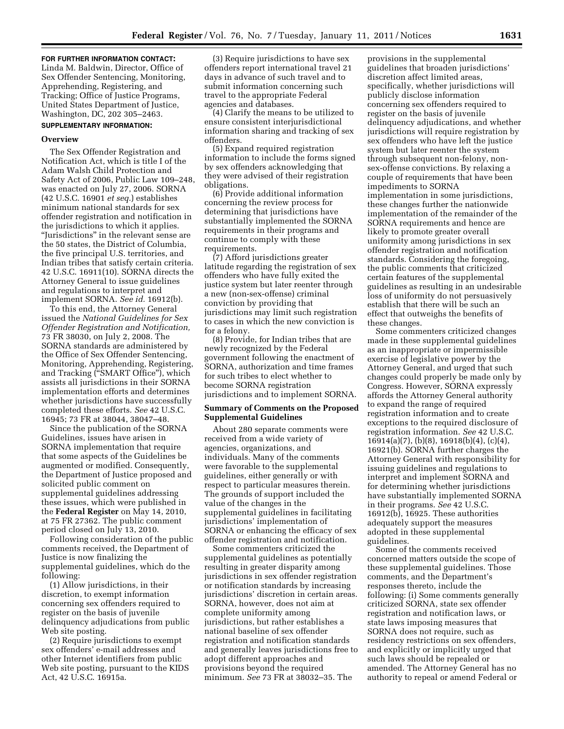**FOR FURTHER INFORMATION CONTACT:** Linda M. Baldwin, Director, Office of Sex Offender Sentencing, Monitoring, Apprehending, Registering, and Tracking; Office of Justice Programs, United States Department of Justice, Washington, DC, 202 305–2463.

**SUPPLEMENTARY INFORMATION:**

**Overview**

The Sex Offender Registration and Notification Act, which is title I of the Adam Walsh Child Protection and Safety Act of 2006, Public Law 109–248, was enacted on July 27, 2006. SORNA (42 U.S.C. 16901 *et seq.*) establishes minimum national standards for sex offender registration and notification in the jurisdictions to which it applies. "Jurisdictions" in the relevant sense are the 50 states, the District of Columbia, the five principal U.S. territories, and Indian tribes that satisfy certain criteria. 42 U.S.C. 16911(10). SORNA directs the Attorney General to issue guidelines and regulations to interpret and implement SORNA. *See id.* 16912(b).

To this end, the Attorney General issued the *National Guidelines for Sex Offender Registration and Notification,* 73 FR 38030, on July 2, 2008. The SORNA standards are administered by the Office of Sex Offender Sentencing, Monitoring, Apprehending, Registering, and Tracking ("SMART Office"), which assists all jurisdictions in their SORNA implementation efforts and determines whether jurisdictions have successfully completed these efforts. *See* 42 U.S.C. 16945; 73 FR at 38044, 38047–48.

Since the publication of the SORNA Guidelines, issues have arisen in SORNA implementation that require that some aspects of the Guidelines be augmented or modified. Consequently, the Department of Justice proposed and solicited public comment on supplemental guidelines addressing these issues, which were published in the **Federal Register** on May 14, 2010, at 75 FR 27362. The public comment period closed on July 13, 2010.

Following consideration of the public comments received, the Department of Justice is now finalizing the supplemental guidelines, which do the following:

(1) Allow jurisdictions, in their discretion, to exempt information concerning sex offenders required to register on the basis of juvenile delinquency adjudications from public Web site posting.

(2) Require jurisdictions to exempt sex offenders' e-mail addresses and other Internet identifiers from public Web site posting, pursuant to the KIDS Act, 42 U.S.C. 16915a.

(3) Require jurisdictions to have sex offenders report international travel 21 days in advance of such travel and to submit information concerning such travel to the appropriate Federal agencies and databases.

(4) Clarify the means to be utilized to ensure consistent interjurisdictional information sharing and tracking of sex offenders.

(5) Expand required registration information to include the forms signed by sex offenders acknowledging that they were advised of their registration obligations.

(6) Provide additional information concerning the review process for determining that jurisdictions have substantially implemented the SORNA requirements in their programs and continue to comply with these requirements.

(7) Afford jurisdictions greater latitude regarding the registration of sex offenders who have fully exited the justice system but later reenter through a new (non-sex-offense) criminal conviction by providing that jurisdictions may limit such registration to cases in which the new conviction is for a felony.

(8) Provide, for Indian tribes that are newly recognized by the Federal government following the enactment of SORNA, authorization and time frames for such tribes to elect whether to become SORNA registration jurisdictions and to implement SORNA.

**Summary of Comments on the Proposed Supplemental Guidelines**

About 280 separate comments were received from a wide variety of agencies, organizations, and individuals. Many of the comments were favorable to the supplemental guidelines, either generally or with respect to particular measures therein. The grounds of support included the value of the changes in the supplemental guidelines in facilitating jurisdictions' implementation of SORNA or enhancing the efficacy of sex offender registration and notification.

Some commenters criticized the supplemental guidelines as potentially resulting in greater disparity among jurisdictions in sex offender registration or notification standards by increasing jurisdictions' discretion in certain areas. SORNA, however, does not aim at complete uniformity among jurisdictions, but rather establishes a national baseline of sex offender registration and notification standards and generally leaves jurisdictions free to adopt different approaches and provisions beyond the required minimum. *See* 73 FR at 38032–35. The provisions in the supplemental guidelines that broaden jurisdictions' discretion affect limited areas, specifically, whether jurisdictions will publicly disclose information concerning sex offenders required to register on the basis of juvenile delinquency adjudications, and whether jurisdictions will require registration by sex offenders who have left the justice system but later reenter the system through subsequent non-felony, non-sex-offense convictions. By relaxing a couple of requirements that have been impediments to SORNA implementation in some jurisdictions, these changes further the nationwide implementation of the remainder of the SORNA requirements and hence are likely to promote greater overall uniformity among jurisdictions in sex offender registration and notification standards. Considering the foregoing, the public comments that criticized certain features of the supplemental guidelines as resulting in an undesirable loss of uniformity do not persuasively establish that there will be such an effect that outweighs the benefits of these changes.

Some commenters criticized changes made in these supplemental guidelines as an inappropriate or impermissible exercise of legislative power by the Attorney General, and urged that such changes could properly be made only by Congress. However, SORNA expressly affords the Attorney General authority to expand the range of required registration information and to create exceptions to the required disclosure of registration information. *See* 42 U.S.C. 16914(a)(7), (b)(8), 16918(b)(4), (c)(4), 16921(b). SORNA further charges the Attorney General with responsibility for issuing guidelines and regulations to interpret and implement SORNA and for determining whether jurisdictions have substantially implemented SORNA in their programs. *See* 42 U.S.C. 16912(b), 16925. These authorities adequately support the measures adopted in these supplemental guidelines.

Some of the comments received concerned matters outside the scope of these supplemental guidelines. Those comments, and the Department's responses thereto, include the following: (i) Some comments generally criticized SORNA, state sex offender registration and notification laws, or state laws imposing measures that SORNA does not require, such as residency restrictions on sex offenders, and explicitly or implicitly urged that such laws should be repealed or amended. The Attorney General has no authority to repeal or amend Federal or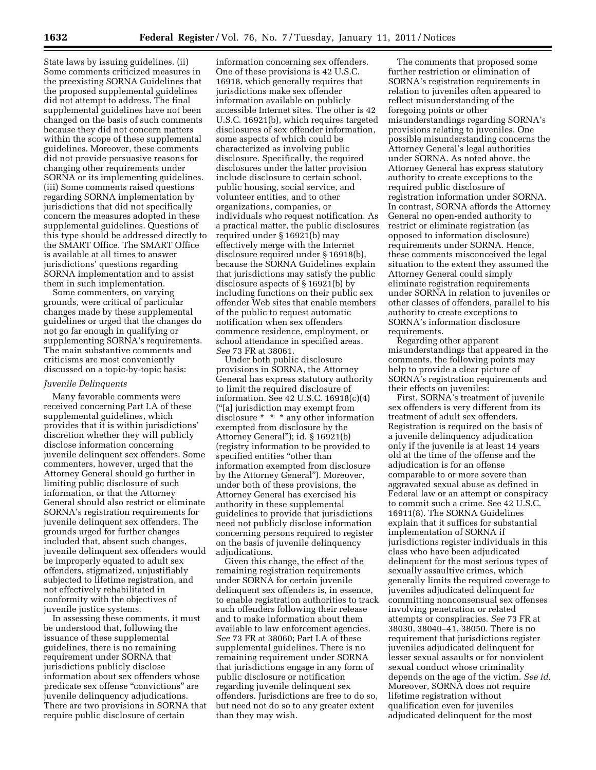State laws by issuing guidelines. (ii) Some comments criticized measures in the preexisting SORNA Guidelines that the proposed supplemental guidelines did not attempt to address. The final supplemental guidelines have not been changed on the basis of such comments because they did not concern matters within the scope of these supplemental guidelines. Moreover, these comments did not provide persuasive reasons for changing other requirements under SORNA or its implementing guidelines. (iii) Some comments raised questions regarding SORNA implementation by jurisdictions that did not specifically concern the measures adopted in these supplemental guidelines. Questions of this type should be addressed directly to the SMART Office. The SMART Office is available at all times to answer jurisdictions' questions regarding SORNA implementation and to assist them in such implementation.

Some commenters, on varying grounds, were critical of particular changes made by these supplemental guidelines or urged that the changes do not go far enough in qualifying or supplementing SORNA's requirements. The main substantive comments and criticisms are most conveniently discussed on a topic-by-topic basis:

*Juvenile Delinquents*

Many favorable comments were received concerning Part I.A of these supplemental guidelines, which provides that it is within jurisdictions' discretion whether they will publicly disclose information concerning juvenile delinquent sex offenders. Some commenters, however, urged that the Attorney General should go further in limiting public disclosure of such information, or that the Attorney General should also restrict or eliminate SORNA's registration requirements for juvenile delinquent sex offenders. The grounds urged for further changes included that, absent such changes, juvenile delinquent sex offenders would be improperly equated to adult sex offenders, stigmatized, unjustifiably subjected to lifetime registration, and not effectively rehabilitated in conformity with the objectives of juvenile justice systems.

In assessing these comments, it must be understood that, following the issuance of these supplemental guidelines, there is no remaining requirement under SORNA that jurisdictions publicly disclose information about sex offenders whose predicate sex offense "convictions" are juvenile delinquency adjudications. There are two provisions in SORNA that require public disclosure of certain information concerning sex offenders. One of these provisions is 42 U.S.C. 16918, which generally requires that jurisdictions make sex offender information available on publicly accessible Internet sites. The other is 42 U.S.C. 16921(b), which requires targeted disclosures of sex offender information, some aspects of which could be characterized as involving public disclosure. Specifically, the required disclosures under the latter provision include disclosure to certain school, public housing, social service, and volunteer entities, and to other organizations, companies, or individuals who request notification. As a practical matter, the public disclosures required under § 16921(b) may effectively merge with the Internet disclosure required under § 16918(b), because the SORNA Guidelines explain that jurisdictions may satisfy the public disclosure aspects of § 16921(b) by including functions on their public sex offender Web sites that enable members of the public to request automatic notification when sex offenders commence residence, employment, or school attendance in specified areas. *See* 73 FR at 38061.

Under both public disclosure provisions in SORNA, the Attorney General has express statutory authority to limit the required disclosure of information. See 42 U.S.C. 16918(c)(4) ("[a] jurisdiction may exempt from disclosure * * * any other information exempted from disclosure by the Attorney General"); id. § 16921(b) (registry information to be provided to specified entities "other than information exempted from disclosure by the Attorney General"). Moreover, under both of these provisions, the Attorney General has exercised his authority in these supplemental guidelines to provide that jurisdictions need not publicly disclose information concerning persons required to register on the basis of juvenile delinquency adjudications.

Given this change, the effect of the remaining registration requirements under SORNA for certain juvenile delinquent sex offenders is, in essence, to enable registration authorities to track such offenders following their release and to make information about them available to law enforcement agencies. *See* 73 FR at 38060; Part I.A of these supplemental guidelines. There is no remaining requirement under SORNA that jurisdictions engage in any form of public disclosure or notification regarding juvenile delinquent sex offenders. Jurisdictions are free to do so, but need not do so to any greater extent than they may wish.

The comments that proposed some further restriction or elimination of SORNA's registration requirements in relation to juveniles often appeared to reflect misunderstanding of the foregoing points or other misunderstandings regarding SORNA's provisions relating to juveniles. One possible misunderstanding concerns the Attorney General's legal authorities under SORNA. As noted above, the Attorney General has express statutory authority to create exceptions to the required public disclosure of registration information under SORNA. In contrast, SORNA affords the Attorney General no open-ended authority to restrict or eliminate registration (as opposed to information disclosure) requirements under SORNA. Hence, these comments misconceived the legal situation to the extent they assumed the Attorney General could simply eliminate registration requirements under SORNA in relation to juveniles or other classes of offenders, parallel to his authority to create exceptions to SORNA's information disclosure requirements.

Regarding other apparent misunderstandings that appeared in the comments, the following points may help to provide a clear picture of SORNA's registration requirements and their effects on juveniles:

First, SORNA's treatment of juvenile sex offenders is very different from its treatment of adult sex offenders. Registration is required on the basis of a juvenile delinquency adjudication only if the juvenile is at least 14 years old at the time of the offense and the adjudication is for an offense comparable to or more severe than aggravated sexual abuse as defined in Federal law or an attempt or conspiracy to commit such a crime. See 42 U.S.C. 16911(8). The SORNA Guidelines explain that it suffices for substantial implementation of SORNA if jurisdictions register individuals in this class who have been adjudicated delinquent for the most serious types of sexually assaultive crimes, which generally limits the required coverage to juveniles adjudicated delinquent for committing nonconsensual sex offenses involving penetration or related attempts or conspiracies. *See* 73 FR at 38030, 38040–41, 38050. There is no requirement that jurisdictions register juveniles adjudicated delinquent for lesser sexual assaults or for nonviolent sexual conduct whose criminality depends on the age of the victim. *See id.* Moreover, SORNA does not require lifetime registration without qualification even for juveniles adjudicated delinquent for the most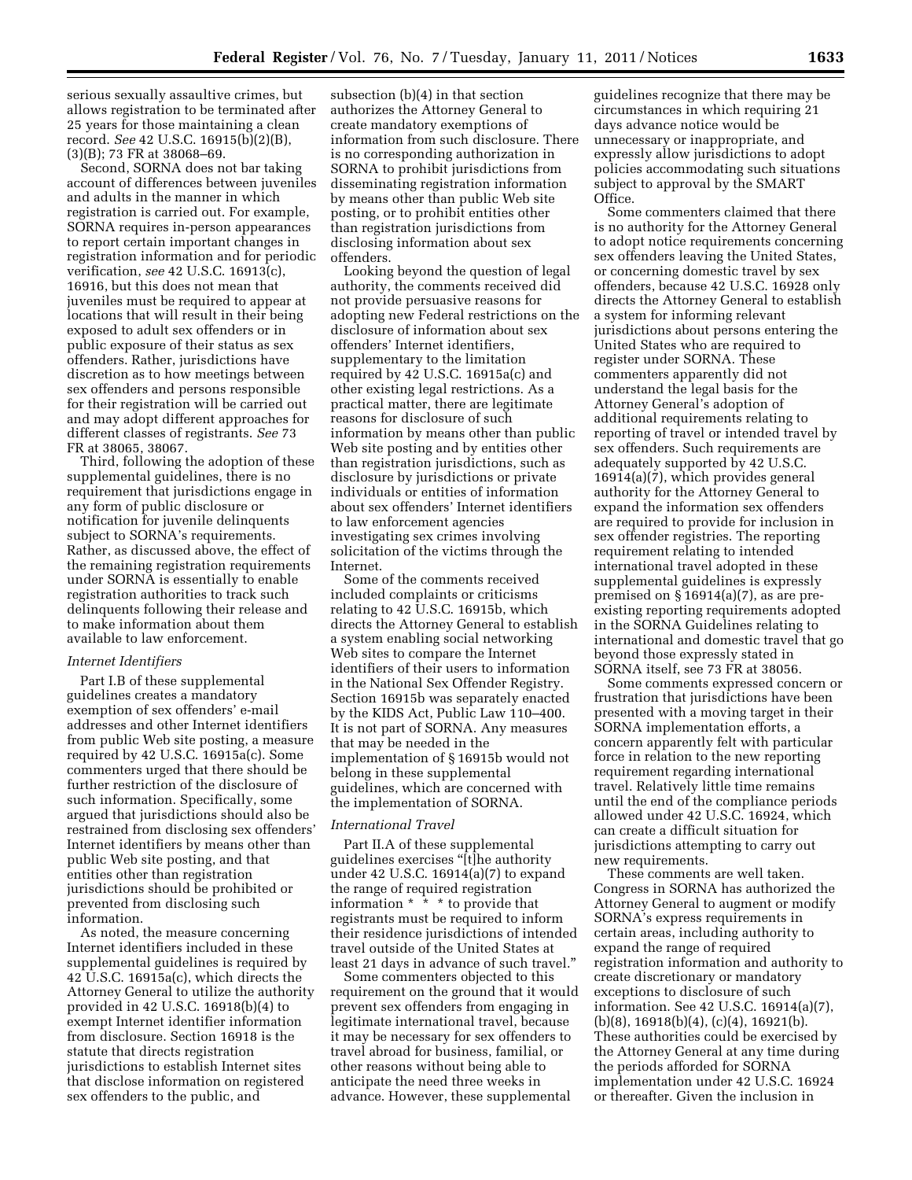serious sexually assaultive crimes, but allows registration to be terminated after 25 years for those maintaining a clean record. *See* 42 U.S.C. 16915(b)(2)(B), (3)(B); 73 FR at 38068–69.

Second, SORNA does not bar taking account of differences between juveniles and adults in the manner in which registration is carried out. For example, SORNA requires in-person appearances to report certain important changes in registration information and for periodic verification, *see* 42 U.S.C. 16913(c), 16916, but this does not mean that juveniles must be required to appear at locations that will result in their being exposed to adult sex offenders or in public exposure of their status as sex offenders. Rather, jurisdictions have discretion as to how meetings between sex offenders and persons responsible for their registration will be carried out and may adopt different approaches for different classes of registrants. *See* 73 FR at 38065, 38067.

Third, following the adoption of these supplemental guidelines, there is no requirement that jurisdictions engage in any form of public disclosure or notification for juvenile delinquents subject to SORNA's requirements. Rather, as discussed above, the effect of the remaining registration requirements under SORNA is essentially to enable registration authorities to track such delinquents following their release and to make information about them available to law enforcement.

*Internet Identifiers*

Part I.B of these supplemental guidelines creates a mandatory exemption of sex offenders' e-mail addresses and other Internet identifiers from public Web site posting, a measure required by 42 U.S.C. 16915a(c). Some commenters urged that there should be further restriction of the disclosure of such information. Specifically, some argued that jurisdictions should also be restrained from disclosing sex offenders' Internet identifiers by means other than public Web site posting, and that entities other than registration jurisdictions should be prohibited or prevented from disclosing such information.

As noted, the measure concerning Internet identifiers included in these supplemental guidelines is required by 42 U.S.C. 16915a(c), which directs the Attorney General to utilize the authority provided in 42 U.S.C. 16918(b)(4) to exempt Internet identifier information from disclosure. Section 16918 is the statute that directs registration jurisdictions to establish Internet sites that disclose information on registered sex offenders to the public, and subsection (b)(4) in that section authorizes the Attorney General to create mandatory exemptions of information from such disclosure. There is no corresponding authorization in SORNA to prohibit jurisdictions from disseminating registration information by means other than public Web site posting, or to prohibit entities other than registration jurisdictions from disclosing information about sex offenders.

Looking beyond the question of legal authority, the comments received did not provide persuasive reasons for adopting new Federal restrictions on the disclosure of information about sex offenders' Internet identifiers, supplementary to the limitation required by 42 U.S.C. 16915a(c) and other existing legal restrictions. As a practical matter, there are legitimate reasons for disclosure of such information by means other than public Web site posting and by entities other than registration jurisdictions, such as disclosure by jurisdictions or private individuals or entities of information about sex offenders' Internet identifiers to law enforcement agencies investigating sex crimes involving solicitation of the victims through the Internet.

Some of the comments received included complaints or criticisms relating to 42 U.S.C. 16915b, which directs the Attorney General to establish a system enabling social networking Web sites to compare the Internet identifiers of their users to information in the National Sex Offender Registry. Section 16915b was separately enacted by the KIDS Act, Public Law 110–400. It is not part of SORNA. Any measures that may be needed in the implementation of § 16915b would not belong in these supplemental guidelines, which are concerned with the implementation of SORNA.

*International Travel*

Part II.A of these supplemental guidelines exercises "[t]he authority under 42 U.S.C. 16914(a)(7) to expand the range of required registration information * * * to provide that registrants must be required to inform their residence jurisdictions of intended travel outside of the United States at least 21 days in advance of such travel."

Some commenters objected to this requirement on the ground that it would prevent sex offenders from engaging in legitimate international travel, because it may be necessary for sex offenders to travel abroad for business, familial, or other reasons without being able to anticipate the need three weeks in advance. However, these supplemental guidelines recognize that there may be circumstances in which requiring 21 days advance notice would be unnecessary or inappropriate, and expressly allow jurisdictions to adopt policies accommodating such situations subject to approval by the SMART Office.

Some commenters claimed that there is no authority for the Attorney General to adopt notice requirements concerning sex offenders leaving the United States, or concerning domestic travel by sex offenders, because 42 U.S.C. 16928 only directs the Attorney General to establish a system for informing relevant jurisdictions about persons entering the United States who are required to register under SORNA. These commenters apparently did not understand the legal basis for the Attorney General's adoption of additional requirements relating to reporting of travel or intended travel by sex offenders. Such requirements are adequately supported by 42 U.S.C. 16914(a)(7), which provides general authority for the Attorney General to expand the information sex offenders are required to provide for inclusion in sex offender registries. The reporting requirement relating to intended international travel adopted in these supplemental guidelines is expressly premised on § 16914(a)(7), as are pre-existing reporting requirements adopted in the SORNA Guidelines relating to international and domestic travel that go beyond those expressly stated in SORNA itself, see 73 FR at 38056.

Some comments expressed concern or frustration that jurisdictions have been presented with a moving target in their SORNA implementation efforts, a concern apparently felt with particular force in relation to the new reporting requirement regarding international travel. Relatively little time remains until the end of the compliance periods allowed under 42 U.S.C. 16924, which can create a difficult situation for jurisdictions attempting to carry out new requirements.

These comments are well taken. Congress in SORNA has authorized the Attorney General to augment or modify SORNA's express requirements in certain areas, including authority to expand the range of required registration information and authority to create discretionary or mandatory exceptions to disclosure of such information. See 42 U.S.C. 16914(a)(7), (b)(8), 16918(b)(4), (c)(4), 16921(b). These authorities could be exercised by the Attorney General at any time during the periods afforded for SORNA implementation under 42 U.S.C. 16924 or thereafter. Given the inclusion in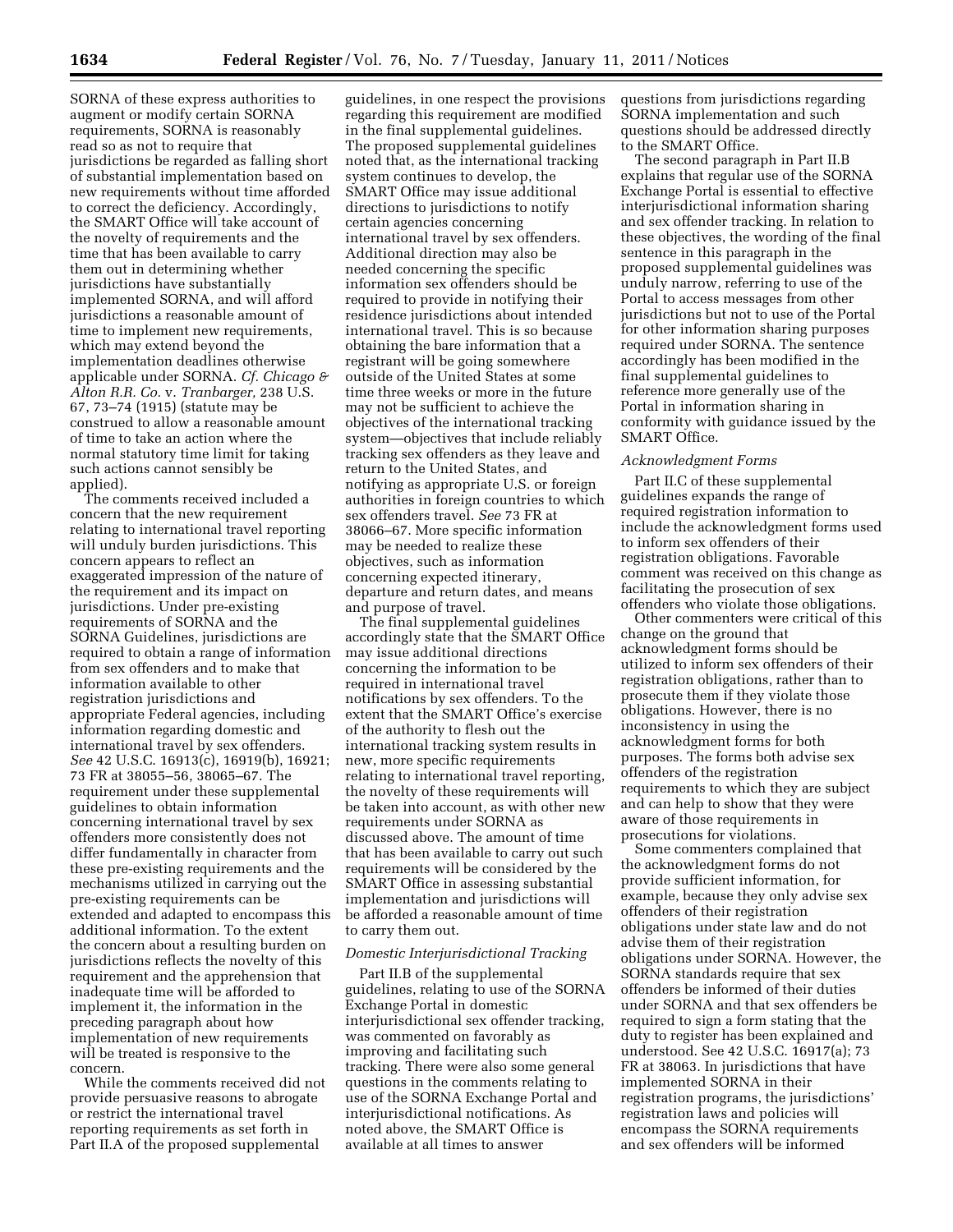SORNA of these express authorities to augment or modify certain SORNA requirements, SORNA is reasonably read so as not to require that jurisdictions be regarded as falling short of substantial implementation based on new requirements without time afforded to correct the deficiency. Accordingly, the SMART Office will take account of the novelty of requirements and the time that has been available to carry them out in determining whether jurisdictions have substantially implemented SORNA, and will afford jurisdictions a reasonable amount of time to implement new requirements, which may extend beyond the implementation deadlines otherwise applicable under SORNA. *Cf. Chicago & Alton R.R. Co.* v. *Tranbarger,* 238 U.S. 67, 73–74 (1915) (statute may be construed to allow a reasonable amount of time to take an action where the normal statutory time limit for taking such actions cannot sensibly be applied).

The comments received included a concern that the new requirement relating to international travel reporting will unduly burden jurisdictions. This concern appears to reflect an exaggerated impression of the nature of the requirement and its impact on jurisdictions. Under pre-existing requirements of SORNA and the SORNA Guidelines, jurisdictions are required to obtain a range of information from sex offenders and to make that information available to other registration jurisdictions and appropriate Federal agencies, including information regarding domestic and international travel by sex offenders. *See* 42 U.S.C. 16913(c), 16919(b), 16921; 73 FR at 38055–56, 38065–67. The requirement under these supplemental guidelines to obtain information concerning international travel by sex offenders more consistently does not differ fundamentally in character from these pre-existing requirements and the mechanisms utilized in carrying out the pre-existing requirements can be extended and adapted to encompass this additional information. To the extent the concern about a resulting burden on jurisdictions reflects the novelty of this requirement and the apprehension that inadequate time will be afforded to implement it, the information in the preceding paragraph about how implementation of new requirements will be treated is responsive to the concern.

While the comments received did not provide persuasive reasons to abrogate or restrict the international travel reporting requirements as set forth in Part II.A of the proposed supplemental guidelines, in one respect the provisions regarding this requirement are modified in the final supplemental guidelines. The proposed supplemental guidelines noted that, as the international tracking system continues to develop, the SMART Office may issue additional directions to jurisdictions to notify certain agencies concerning international travel by sex offenders. Additional direction may also be needed concerning the specific information sex offenders should be required to provide in notifying their residence jurisdictions about intended international travel. This is so because obtaining the bare information that a registrant will be going somewhere outside of the United States at some time three weeks or more in the future may not be sufficient to achieve the objectives of the international tracking system—objectives that include reliably tracking sex offenders as they leave and return to the United States, and notifying as appropriate U.S. or foreign authorities in foreign countries to which sex offenders travel. *See* 73 FR at 38066–67. More specific information may be needed to realize these objectives, such as information concerning expected itinerary, departure and return dates, and means and purpose of travel.

The final supplemental guidelines accordingly state that the SMART Office may issue additional directions concerning the information to be required in international travel notifications by sex offenders. To the extent that the SMART Office's exercise of the authority to flesh out the international tracking system results in new, more specific requirements relating to international travel reporting, the novelty of these requirements will be taken into account, as with other new requirements under SORNA as discussed above. The amount of time that has been available to carry out such requirements will be considered by the SMART Office in assessing substantial implementation and jurisdictions will be afforded a reasonable amount of time to carry them out.

*Domestic Interjurisdictional Tracking*

Part II.B of the supplemental guidelines, relating to use of the SORNA Exchange Portal in domestic interjurisdictional sex offender tracking, was commented on favorably as improving and facilitating such tracking. There were also some general questions in the comments relating to use of the SORNA Exchange Portal and interjurisdictional notifications. As noted above, the SMART Office is available at all times to answer questions from jurisdictions regarding SORNA implementation and such questions should be addressed directly to the SMART Office.

The second paragraph in Part II.B explains that regular use of the SORNA Exchange Portal is essential to effective interjurisdictional information sharing and sex offender tracking. In relation to these objectives, the wording of the final sentence in this paragraph in the proposed supplemental guidelines was unduly narrow, referring to use of the Portal to access messages from other jurisdictions but not to use of the Portal for other information sharing purposes required under SORNA. The sentence accordingly has been modified in the final supplemental guidelines to reference more generally use of the Portal in information sharing in conformity with guidance issued by the SMART Office.

*Acknowledgment Forms*

Part II.C of these supplemental guidelines expands the range of required registration information to include the acknowledgment forms used to inform sex offenders of their registration obligations. Favorable comment was received on this change as facilitating the prosecution of sex offenders who violate those obligations.

Other commenters were critical of this change on the ground that acknowledgment forms should be utilized to inform sex offenders of their registration obligations, rather than to prosecute them if they violate those obligations. However, there is no inconsistency in using the acknowledgment forms for both purposes. The forms both advise sex offenders of the registration requirements to which they are subject and can help to show that they were aware of those requirements in prosecutions for violations.

Some commenters complained that the acknowledgment forms do not provide sufficient information, for example, because they only advise sex offenders of their registration obligations under state law and do not advise them of their registration obligations under SORNA. However, the SORNA standards require that sex offenders be informed of their duties under SORNA and that sex offenders be required to sign a form stating that the duty to register has been explained and understood. See 42 U.S.C. 16917(a); 73 FR at 38063. In jurisdictions that have implemented SORNA in their registration programs, the jurisdictions' registration laws and policies will encompass the SORNA requirements and sex offenders will be informed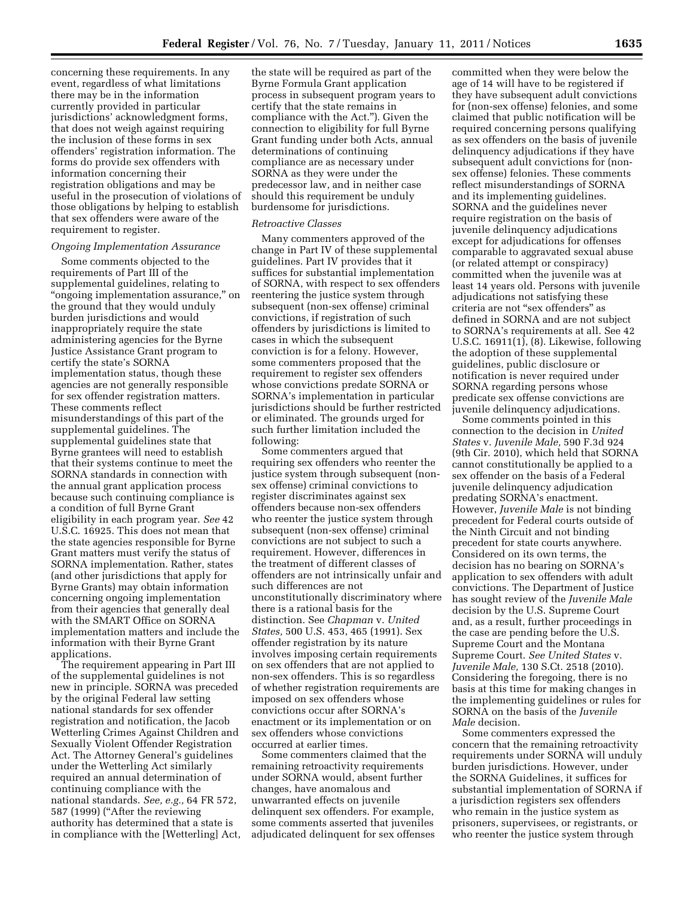concerning these requirements. In any event, regardless of what limitations there may be in the information currently provided in particular jurisdictions' acknowledgment forms, that does not weigh against requiring the inclusion of these forms in sex offenders' registration information. The forms do provide sex offenders with information concerning their registration obligations and may be useful in the prosecution of violations of those obligations by helping to establish that sex offenders were aware of the requirement to register.

*Ongoing Implementation Assurance*

Some comments objected to the requirements of Part III of the supplemental guidelines, relating to "ongoing implementation assurance," on the ground that they would unduly burden jurisdictions and would inappropriately require the state administering agencies for the Byrne Justice Assistance Grant program to certify the state's SORNA implementation status, though these agencies are not generally responsible for sex offender registration matters. These comments reflect misunderstandings of this part of the supplemental guidelines. The supplemental guidelines state that Byrne grantees will need to establish that their systems continue to meet the SORNA standards in connection with the annual grant application process because such continuing compliance is a condition of full Byrne Grant eligibility in each program year. *See* 42 U.S.C. 16925. This does not mean that the state agencies responsible for Byrne Grant matters must verify the status of SORNA implementation. Rather, states (and other jurisdictions that apply for Byrne Grants) may obtain information concerning ongoing implementation from their agencies that generally deal with the SMART Office on SORNA implementation matters and include the information with their Byrne Grant applications.

The requirement appearing in Part III of the supplemental guidelines is not new in principle. SORNA was preceded by the original Federal law setting national standards for sex offender registration and notification, the Jacob Wetterling Crimes Against Children and Sexually Violent Offender Registration Act. The Attorney General's guidelines under the Wetterling Act similarly required an annual determination of continuing compliance with the national standards. *See, e.g.,* 64 FR 572, 587 (1999) ("After the reviewing authority has determined that a state is in compliance with the [Wetterling] Act, the state will be required as part of the Byrne Formula Grant application process in subsequent program years to certify that the state remains in compliance with the Act."). Given the connection to eligibility for full Byrne Grant funding under both Acts, annual determinations of continuing compliance are as necessary under SORNA as they were under the predecessor law, and in neither case should this requirement be unduly burdensome for jurisdictions.

*Retroactive Classes*

Many commenters approved of the change in Part IV of these supplemental guidelines. Part IV provides that it suffices for substantial implementation of SORNA, with respect to sex offenders reentering the justice system through subsequent (non-sex offense) criminal convictions, if registration of such offenders by jurisdictions is limited to cases in which the subsequent conviction is for a felony. However, some commenters proposed that the requirement to register sex offenders whose convictions predate SORNA or SORNA's implementation in particular jurisdictions should be further restricted or eliminated. The grounds urged for such further limitation included the following:

Some commenters argued that requiring sex offenders who reenter the justice system through subsequent (non-sex offense) criminal convictions to register discriminates against sex offenders because non-sex offenders who reenter the justice system through subsequent (non-sex offense) criminal convictions are not subject to such a requirement. However, differences in the treatment of different classes of offenders are not intrinsically unfair and such differences are not unconstitutionally discriminatory where there is a rational basis for the distinction. See *Chapman* v. *United States,* 500 U.S. 453, 465 (1991). Sex offender registration by its nature involves imposing certain requirements on sex offenders that are not applied to non-sex offenders. This is so regardless of whether registration requirements are imposed on sex offenders whose convictions occur after SORNA's enactment or its implementation or on sex offenders whose convictions occurred at earlier times.

Some commenters claimed that the remaining retroactivity requirements under SORNA would, absent further changes, have anomalous and unwarranted effects on juvenile delinquent sex offenders. For example, some comments asserted that juveniles adjudicated delinquent for sex offenses committed when they were below the age of 14 will have to be registered if they have subsequent adult convictions for (non-sex offense) felonies, and some claimed that public notification will be required concerning persons qualifying as sex offenders on the basis of juvenile delinquency adjudications if they have subsequent adult convictions for (non-sex offense) felonies. These comments reflect misunderstandings of SORNA and its implementing guidelines. SORNA and the guidelines never require registration on the basis of juvenile delinquency adjudications except for adjudications for offenses comparable to aggravated sexual abuse (or related attempt or conspiracy) committed when the juvenile was at least 14 years old. Persons with juvenile adjudications not satisfying these criteria are not "sex offenders" as defined in SORNA and are not subject to SORNA's requirements at all. See 42 U.S.C. 16911(1), (8). Likewise, following the adoption of these supplemental guidelines, public disclosure or notification is never required under SORNA regarding persons whose predicate sex offense convictions are juvenile delinquency adjudications.

Some comments pointed in this connection to the decision in *United States* v. *Juvenile Male,* 590 F.3d 924 (9th Cir. 2010), which held that SORNA cannot constitutionally be applied to a sex offender on the basis of a Federal juvenile delinquency adjudication predating SORNA's enactment. However, *Juvenile Male* is not binding precedent for Federal courts outside of the Ninth Circuit and not binding precedent for state courts anywhere. Considered on its own terms, the decision has no bearing on SORNA's application to sex offenders with adult convictions. The Department of Justice has sought review of the *Juvenile Male* decision by the U.S. Supreme Court and, as a result, further proceedings in the case are pending before the U.S. Supreme Court and the Montana Supreme Court. *See United States* v. *Juvenile Male,* 130 S.Ct. 2518 (2010). Considering the foregoing, there is no basis at this time for making changes in the implementing guidelines or rules for SORNA on the basis of the *Juvenile Male* decision.

Some commenters expressed the concern that the remaining retroactivity requirements under SORNA will unduly burden jurisdictions. However, under the SORNA Guidelines, it suffices for substantial implementation of SORNA if a jurisdiction registers sex offenders who remain in the justice system as prisoners, supervisees, or registrants, or who reenter the justice system through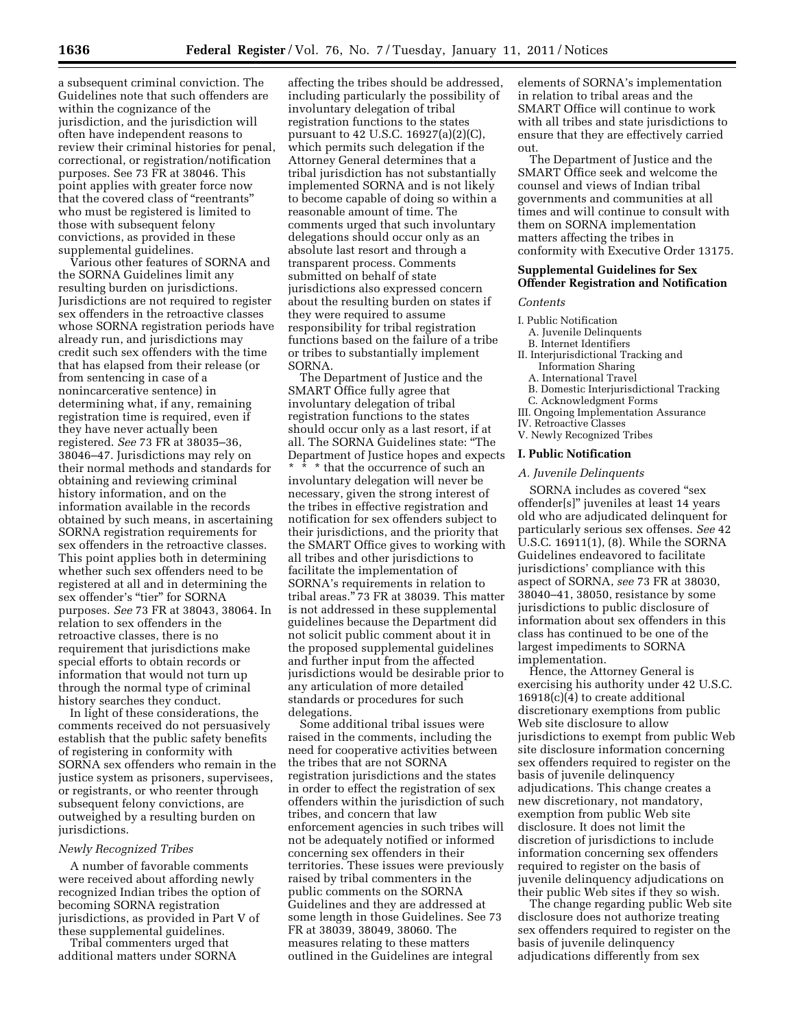a subsequent criminal conviction. The Guidelines note that such offenders are within the cognizance of the jurisdiction, and the jurisdiction will often have independent reasons to review their criminal histories for penal, correctional, or registration/notification purposes. See 73 FR at 38046. This point applies with greater force now that the covered class of "reentrants" who must be registered is limited to those with subsequent felony convictions, as provided in these supplemental guidelines.

Various other features of SORNA and the SORNA Guidelines limit any resulting burden on jurisdictions. Jurisdictions are not required to register sex offenders in the retroactive classes whose SORNA registration periods have already run, and jurisdictions may credit such sex offenders with the time that has elapsed from their release (or from sentencing in case of a nonincarcerative sentence) in determining what, if any, remaining registration time is required, even if they have never actually been registered. *See* 73 FR at 38035–36, 38046–47. Jurisdictions may rely on their normal methods and standards for obtaining and reviewing criminal history information, and on the information available in the records obtained by such means, in ascertaining SORNA registration requirements for sex offenders in the retroactive classes. This point applies both in determining whether such sex offenders need to be registered at all and in determining the sex offender's "tier" for SORNA purposes. *See* 73 FR at 38043, 38064. In relation to sex offenders in the retroactive classes, there is no requirement that jurisdictions make special efforts to obtain records or information that would not turn up through the normal type of criminal history searches they conduct.

In light of these considerations, the comments received do not persuasively establish that the public safety benefits of registering in conformity with SORNA sex offenders who remain in the justice system as prisoners, supervisees, or registrants, or who reenter through subsequent felony convictions, are outweighed by a resulting burden on jurisdictions.

*Newly Recognized Tribes*

A number of favorable comments were received about affording newly recognized Indian tribes the option of becoming SORNA registration jurisdictions, as provided in Part V of these supplemental guidelines.

Tribal commenters urged that additional matters under SORNA affecting the tribes should be addressed, including particularly the possibility of involuntary delegation of tribal registration functions to the states pursuant to 42 U.S.C. 16927(a)(2)(C), which permits such delegation if the Attorney General determines that a tribal jurisdiction has not substantially implemented SORNA and is not likely to become capable of doing so within a reasonable amount of time. The comments urged that such involuntary delegations should occur only as an absolute last resort and through a transparent process. Comments submitted on behalf of state jurisdictions also expressed concern about the resulting burden on states if they were required to assume responsibility for tribal registration functions based on the failure of a tribe or tribes to substantially implement SORNA.

The Department of Justice and the SMART Office fully agree that involuntary delegation of tribal registration functions to the states should occur only as a last resort, if at all. The SORNA Guidelines state: "The Department of Justice hopes and expects * * * that the occurrence of such an involuntary delegation will never be necessary, given the strong interest of the tribes in effective registration and notification for sex offenders subject to their jurisdictions, and the priority that the SMART Office gives to working with all tribes and other jurisdictions to facilitate the implementation of SORNA's requirements in relation to tribal areas." 73 FR at 38039. This matter is not addressed in these supplemental guidelines because the Department did not solicit public comment about it in the proposed supplemental guidelines and further input from the affected jurisdictions would be desirable prior to any articulation of more detailed standards or procedures for such delegations.

Some additional tribal issues were raised in the comments, including the need for cooperative activities between the tribes that are not SORNA registration jurisdictions and the states in order to effect the registration of sex offenders within the jurisdiction of such tribes, and concern that law enforcement agencies in such tribes will not be adequately notified or informed concerning sex offenders in their territories. These issues were previously raised by tribal commenters in the public comments on the SORNA Guidelines and they are addressed at some length in those Guidelines. See 73 FR at 38039, 38049, 38060. The measures relating to these matters outlined in the Guidelines are integral elements of SORNA's implementation in relation to tribal areas and the SMART Office will continue to work with all tribes and state jurisdictions to ensure that they are effectively carried out.

The Department of Justice and the SMART Office seek and welcome the counsel and views of Indian tribal governments and communities at all times and will continue to consult with them on SORNA implementation matters affecting the tribes in conformity with Executive Order 13175.

## Supplemental Guidelines for Sex Offender Registration and Notification

*Contents*

- I. Public Notification
  - A. Juvenile Delinquents
  - B. Internet Identifiers
- II. Interjurisdictional Tracking and Information Sharing
  - A. International Travel
  - B. Domestic Interjurisdictional Tracking
  - C. Acknowledgment Forms
- III. Ongoing Implementation Assurance
- IV. Retroactive Classes
- V. Newly Recognized Tribes

### I. Public Notification

*A. Juvenile Delinquents*

SORNA includes as covered "sex offender[s]" juveniles at least 14 years old who are adjudicated delinquent for particularly serious sex offenses. *See* 42 U.S.C. 16911(1), (8). While the SORNA Guidelines endeavored to facilitate jurisdictions' compliance with this aspect of SORNA, *see* 73 FR at 38030, 38040–41, 38050, resistance by some jurisdictions to public disclosure of information about sex offenders in this class has continued to be one of the largest impediments to SORNA implementation.

Hence, the Attorney General is exercising his authority under 42 U.S.C. 16918(c)(4) to create additional discretionary exemptions from public Web site disclosure to allow jurisdictions to exempt from public Web site disclosure information concerning sex offenders required to register on the basis of juvenile delinquency adjudications. This change creates a new discretionary, not mandatory, exemption from public Web site disclosure. It does not limit the discretion of jurisdictions to include information concerning sex offenders required to register on the basis of juvenile delinquency adjudications on their public Web sites if they so wish.

The change regarding public Web site disclosure does not authorize treating sex offenders required to register on the basis of juvenile delinquency adjudications differently from sex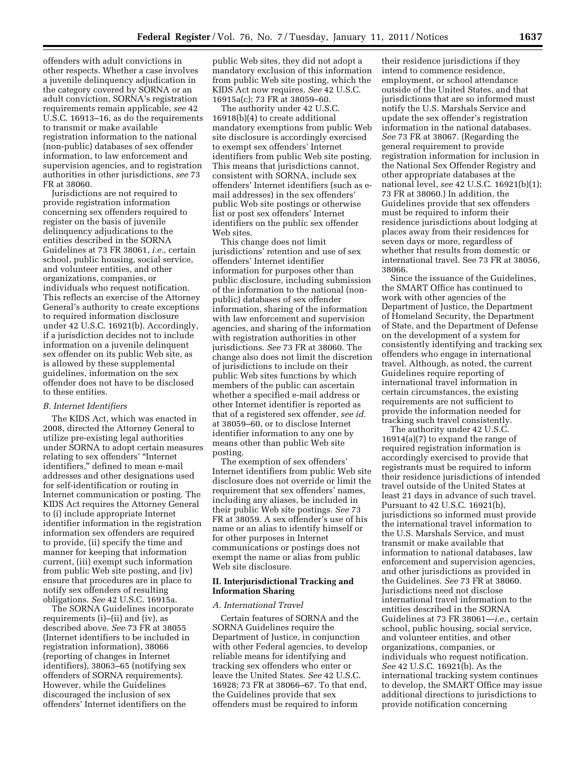offenders with adult convictions in other respects. Whether a case involves a juvenile delinquency adjudication in the category covered by SORNA or an adult conviction, SORNA's registration requirements remain applicable, *see* 42 U.S.C. 16913–16, as do the requirements to transmit or make available registration information to the national (non-public) databases of sex offender information, to law enforcement and supervision agencies, and to registration authorities in other jurisdictions, *see* 73 FR at 38060.

Jurisdictions are not required to provide registration information concerning sex offenders required to register on the basis of juvenile delinquency adjudications to the entities described in the SORNA Guidelines at 73 FR 38061, *i.e.,* certain school, public housing, social service, and volunteer entities, and other organizations, companies, or individuals who request notification. This reflects an exercise of the Attorney General's authority to create exceptions to required information disclosure under 42 U.S.C. 16921(b). Accordingly, if a jurisdiction decides not to include information on a juvenile delinquent sex offender on its public Web site, as is allowed by these supplemental guidelines, information on the sex offender does not have to be disclosed to these entities.

### *B. Internet Identifiers*

The KIDS Act, which was enacted in 2008, directed the Attorney General to utilize pre-existing legal authorities under SORNA to adopt certain measures relating to sex offenders' "Internet identifiers," defined to mean e-mail addresses and other designations used for self-identification or routing in Internet communication or posting. The KIDS Act requires the Attorney General to (i) include appropriate Internet identifier information in the registration information sex offenders are required to provide, (ii) specify the time and manner for keeping that information current, (iii) exempt such information from public Web site posting, and (iv) ensure that procedures are in place to notify sex offenders of resulting obligations. *See* 42 U.S.C. 16915a.

The SORNA Guidelines incorporate requirements (i)–(ii) and (iv), as described above. *See* 73 FR at 38055 (Internet identifiers to be included in registration information), 38066 (reporting of changes in Internet identifiers), 38063–65 (notifying sex offenders of SORNA requirements). However, while the Guidelines discouraged the inclusion of sex offenders' Internet identifiers on the public Web sites, they did not adopt a mandatory exclusion of this information from public Web site posting, which the KIDS Act now requires. *See* 42 U.S.C. 16915a(c); 73 FR at 38059–60.

The authority under 42 U.S.C. 16918(b)(4) to create additional mandatory exemptions from public Web site disclosure is accordingly exercised to exempt sex offenders' Internet identifiers from public Web site posting. This means that jurisdictions cannot, consistent with SORNA, include sex offenders' Internet identifiers (such as e-mail addresses) in the sex offenders' public Web site postings or otherwise list or post sex offenders' Internet identifiers on the public sex offender Web sites.

This change does not limit jurisdictions' retention and use of sex offenders' Internet identifier information for purposes other than public disclosure, including submission of the information to the national (non-public) databases of sex offender information, sharing of the information with law enforcement and supervision agencies, and sharing of the information with registration authorities in other jurisdictions. *See* 73 FR at 38060. The change also does not limit the discretion of jurisdictions to include on their public Web sites functions by which members of the public can ascertain whether a specified e-mail address or other Internet identifier is reported as that of a registered sex offender, *see id.* at 38059–60, or to disclose Internet identifier information to any one by means other than public Web site posting.

The exemption of sex offenders' Internet identifiers from public Web site disclosure does not override or limit the requirement that sex offenders' names, including any aliases, be included in their public Web site postings. *See* 73 FR at 38059. A sex offender's use of his name or an alias to identify himself or for other purposes in Internet communications or postings does not exempt the name or alias from public Web site disclosure.

## II. Interjurisdictional Tracking and Information Sharing

### *A. International Travel*

Certain features of SORNA and the SORNA Guidelines require the Department of Justice, in conjunction with other Federal agencies, to develop reliable means for identifying and tracking sex offenders who enter or leave the United States. *See* 42 U.S.C. 16928; 73 FR at 38066–67. To that end, the Guidelines provide that sex offenders must be required to inform their residence jurisdictions if they intend to commence residence, employment, or school attendance outside of the United States, and that jurisdictions that are so informed must notify the U.S. Marshals Service and update the sex offender's registration information in the national databases. *See* 73 FR at 38067. (Regarding the general requirement to provide registration information for inclusion in the National Sex Offender Registry and other appropriate databases at the national level, *see* 42 U.S.C. 16921(b)(1); 73 FR at 38060.) In addition, the Guidelines provide that sex offenders must be required to inform their residence jurisdictions about lodging at places away from their residences for seven days or more, regardless of whether that results from domestic or international travel. See 73 FR at 38056, 38066.

Since the issuance of the Guidelines, the SMART Office has continued to work with other agencies of the Department of Justice, the Department of Homeland Security, the Department of State, and the Department of Defense on the development of a system for consistently identifying and tracking sex offenders who engage in international travel. Although, as noted, the current Guidelines require reporting of international travel information in certain circumstances, the existing requirements are not sufficient to provide the information needed for tracking such travel consistently.

The authority under 42 U.S.C. 16914(a)(7) to expand the range of required registration information is accordingly exercised to provide that registrants must be required to inform their residence jurisdictions of intended travel outside of the United States at least 21 days in advance of such travel. Pursuant to 42 U.S.C. 16921(b), jurisdictions so informed must provide the international travel information to the U.S. Marshals Service, and must transmit or make available that information to national databases, law enforcement and supervision agencies, and other jurisdictions as provided in the Guidelines. *See* 73 FR at 38060. Jurisdictions need not disclose international travel information to the entities described in the SORNA Guidelines at 73 FR 38061—*i.e.,* certain school, public housing, social service, and volunteer entities, and other organizations, companies, or individuals who request notification. *See* 42 U.S.C. 16921(b). As the international tracking system continues to develop, the SMART Office may issue additional directions to jurisdictions to provide notification concerning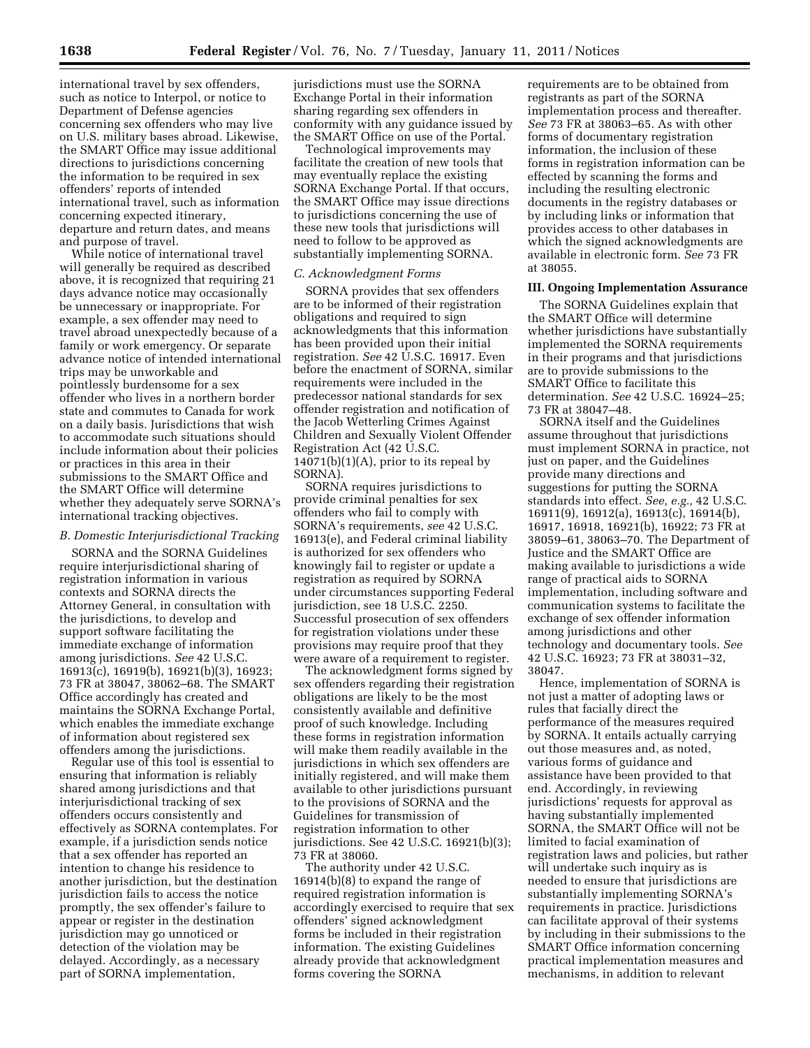international travel by sex offenders, such as notice to Interpol, or notice to Department of Defense agencies concerning sex offenders who may live on U.S. military bases abroad. Likewise, the SMART Office may issue additional directions to jurisdictions concerning the information to be required in sex offenders' reports of intended international travel, such as information concerning expected itinerary, departure and return dates, and means and purpose of travel.

While notice of international travel will generally be required as described above, it is recognized that requiring 21 days advance notice may occasionally be unnecessary or inappropriate. For example, a sex offender may need to travel abroad unexpectedly because of a family or work emergency. Or separate advance notice of intended international trips may be unworkable and pointlessly burdensome for a sex offender who lives in a northern border state and commutes to Canada for work on a daily basis. Jurisdictions that wish to accommodate such situations should include information about their policies or practices in this area in their submissions to the SMART Office and the SMART Office will determine whether they adequately serve SORNA's international tracking objectives.

### *B. Domestic Interjurisdictional Tracking*

SORNA and the SORNA Guidelines require interjurisdictional sharing of registration information in various contexts and SORNA directs the Attorney General, in consultation with the jurisdictions, to develop and support software facilitating the immediate exchange of information among jurisdictions. *See* 42 U.S.C. 16913(c), 16919(b), 16921(b)(3), 16923; 73 FR at 38047, 38062–68. The SMART Office accordingly has created and maintains the SORNA Exchange Portal, which enables the immediate exchange of information about registered sex offenders among the jurisdictions.

Regular use of this tool is essential to ensuring that information is reliably shared among jurisdictions and that interjurisdictional tracking of sex offenders occurs consistently and effectively as SORNA contemplates. For example, if a jurisdiction sends notice that a sex offender has reported an intention to change his residence to another jurisdiction, but the destination jurisdiction fails to access the notice promptly, the sex offender's failure to appear or register in the destination jurisdiction may go unnoticed or detection of the violation may be delayed. Accordingly, as a necessary part of SORNA implementation, jurisdictions must use the SORNA Exchange Portal in their information sharing regarding sex offenders in conformity with any guidance issued by the SMART Office on use of the Portal.

Technological improvements may facilitate the creation of new tools that may eventually replace the existing SORNA Exchange Portal. If that occurs, the SMART Office may issue directions to jurisdictions concerning the use of these new tools that jurisdictions will need to follow to be approved as substantially implementing SORNA.

### *C. Acknowledgment Forms*

SORNA provides that sex offenders are to be informed of their registration obligations and required to sign acknowledgments that this information has been provided upon their initial registration. *See* 42 U.S.C. 16917. Even before the enactment of SORNA, similar requirements were included in the predecessor national standards for sex offender registration and notification of the Jacob Wetterling Crimes Against Children and Sexually Violent Offender Registration Act (42 U.S.C. 14071(b)(1)(A), prior to its repeal by SORNA).

SORNA requires jurisdictions to provide criminal penalties for sex offenders who fail to comply with SORNA's requirements, *see* 42 U.S.C. 16913(e), and Federal criminal liability is authorized for sex offenders who knowingly fail to register or update a registration as required by SORNA under circumstances supporting Federal jurisdiction, see 18 U.S.C. 2250. Successful prosecution of sex offenders for registration violations under these provisions may require proof that they were aware of a requirement to register.

The acknowledgment forms signed by sex offenders regarding their registration obligations are likely to be the most consistently available and definitive proof of such knowledge. Including these forms in registration information will make them readily available in the jurisdictions in which sex offenders are initially registered, and will make them available to other jurisdictions pursuant to the provisions of SORNA and the Guidelines for transmission of registration information to other jurisdictions. See 42 U.S.C. 16921(b)(3); 73 FR at 38060.

The authority under 42 U.S.C. 16914(b)(8) to expand the range of required registration information is accordingly exercised to require that sex offenders' signed acknowledgment forms be included in their registration information. The existing Guidelines already provide that acknowledgment forms covering the SORNA requirements are to be obtained from registrants as part of the SORNA implementation process and thereafter. *See* 73 FR at 38063–65. As with other forms of documentary registration information, the inclusion of these forms in registration information can be effected by scanning the forms and including the resulting electronic documents in the registry databases or by including links or information that provides access to other databases in which the signed acknowledgments are available in electronic form. *See* 73 FR at 38055.

## III. Ongoing Implementation Assurance

The SORNA Guidelines explain that the SMART Office will determine whether jurisdictions have substantially implemented the SORNA requirements in their programs and that jurisdictions are to provide submissions to the SMART Office to facilitate this determination. *See* 42 U.S.C. 16924–25; 73 FR at 38047–48.

SORNA itself and the Guidelines assume throughout that jurisdictions must implement SORNA in practice, not just on paper, and the Guidelines provide many directions and suggestions for putting the SORNA standards into effect. *See, e.g.,* 42 U.S.C. 16911(9), 16912(a), 16913(c), 16914(b), 16917, 16918, 16921(b), 16922; 73 FR at 38059–61, 38063–70. The Department of Justice and the SMART Office are making available to jurisdictions a wide range of practical aids to SORNA implementation, including software and communication systems to facilitate the exchange of sex offender information among jurisdictions and other technology and documentary tools. *See* 42 U.S.C. 16923; 73 FR at 38031–32, 38047.

Hence, implementation of SORNA is not just a matter of adopting laws or rules that facially direct the performance of the measures required by SORNA. It entails actually carrying out those measures and, as noted, various forms of guidance and assistance have been provided to that end. Accordingly, in reviewing jurisdictions' requests for approval as having substantially implemented SORNA, the SMART Office will not be limited to facial examination of registration laws and policies, but rather will undertake such inquiry as is needed to ensure that jurisdictions are substantially implementing SORNA's requirements in practice. Jurisdictions can facilitate approval of their systems by including in their submissions to the SMART Office information concerning practical implementation measures and mechanisms, in addition to relevant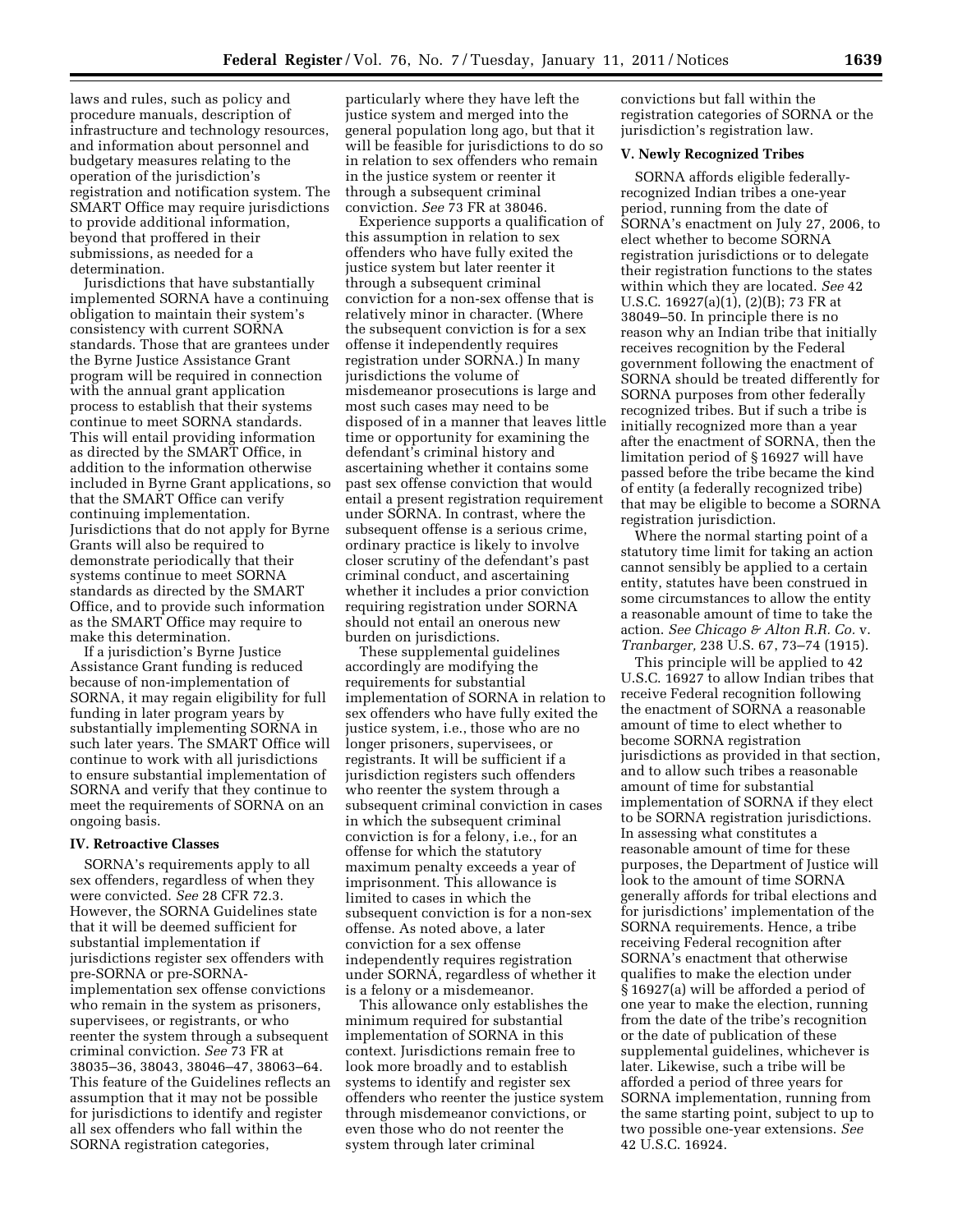laws and rules, such as policy and procedure manuals, description of infrastructure and technology resources, and information about personnel and budgetary measures relating to the operation of the jurisdiction's registration and notification system. The SMART Office may require jurisdictions to provide additional information, beyond that proffered in their submissions, as needed for a determination.

Jurisdictions that have substantially implemented SORNA have a continuing obligation to maintain their system's consistency with current SORNA standards. Those that are grantees under the Byrne Justice Assistance Grant program will be required in connection with the annual grant application process to establish that their systems continue to meet SORNA standards. This will entail providing information as directed by the SMART Office, in addition to the information otherwise included in Byrne Grant applications, so that the SMART Office can verify continuing implementation. Jurisdictions that do not apply for Byrne Grants will also be required to demonstrate periodically that their systems continue to meet SORNA standards as directed by the SMART Office, and to provide such information as the SMART Office may require to make this determination.

If a jurisdiction's Byrne Justice Assistance Grant funding is reduced because of non-implementation of SORNA, it may regain eligibility for full funding in later program years by substantially implementing SORNA in such later years. The SMART Office will continue to work with all jurisdictions to ensure substantial implementation of SORNA and verify that they continue to meet the requirements of SORNA on an ongoing basis.

## IV. Retroactive Classes

SORNA's requirements apply to all sex offenders, regardless of when they were convicted. *See* 28 CFR 72.3. However, the SORNA Guidelines state that it will be deemed sufficient for substantial implementation if jurisdictions register sex offenders with pre-SORNA or pre-SORNA-implementation sex offense convictions who remain in the system as prisoners, supervisees, or registrants, or who reenter the system through a subsequent criminal conviction. *See* 73 FR at 38035–36, 38043, 38046–47, 38063–64. This feature of the Guidelines reflects an assumption that it may not be possible for jurisdictions to identify and register all sex offenders who fall within the SORNA registration categories, particularly where they have left the justice system and merged into the general population long ago, but that it will be feasible for jurisdictions to do so in relation to sex offenders who remain in the justice system or reenter it through a subsequent criminal conviction. *See* 73 FR at 38046.

Experience supports a qualification of this assumption in relation to sex offenders who have fully exited the justice system but later reenter it through a subsequent criminal conviction for a non-sex offense that is relatively minor in character. (Where the subsequent conviction is for a sex offense it independently requires registration under SORNA.) In many jurisdictions the volume of misdemeanor prosecutions is large and most such cases may need to be disposed of in a manner that leaves little time or opportunity for examining the defendant's criminal history and ascertaining whether it contains some past sex offense conviction that would entail a present registration requirement under SORNA. In contrast, where the subsequent offense is a serious crime, ordinary practice is likely to involve closer scrutiny of the defendant's past criminal conduct, and ascertaining whether it includes a prior conviction requiring registration under SORNA should not entail an onerous new burden on jurisdictions.

These supplemental guidelines accordingly are modifying the requirements for substantial implementation of SORNA in relation to sex offenders who have fully exited the justice system, i.e., those who are no longer prisoners, supervisees, or registrants. It will be sufficient if a jurisdiction registers such offenders who reenter the system through a subsequent criminal conviction in cases in which the subsequent criminal conviction is for a felony, i.e., for an offense for which the statutory maximum penalty exceeds a year of imprisonment. This allowance is limited to cases in which the subsequent conviction is for a non-sex offense. As noted above, a later conviction for a sex offense independently requires registration under SORNA, regardless of whether it is a felony or a misdemeanor.

This allowance only establishes the minimum required for substantial implementation of SORNA in this context. Jurisdictions remain free to look more broadly and to establish systems to identify and register sex offenders who reenter the justice system through misdemeanor convictions, or even those who do not reenter the system through later criminal convictions but fall within the registration categories of SORNA or the jurisdiction's registration law.

## V. Newly Recognized Tribes

SORNA affords eligible federally-recognized Indian tribes a one-year period, running from the date of SORNA's enactment on July 27, 2006, to elect whether to become SORNA registration jurisdictions or to delegate their registration functions to the states within which they are located. *See* 42 U.S.C. 16927(a)(1), (2)(B); 73 FR at 38049–50. In principle there is no reason why an Indian tribe that initially receives recognition by the Federal government following the enactment of SORNA should be treated differently for SORNA purposes from other federally recognized tribes. But if such a tribe is initially recognized more than a year after the enactment of SORNA, then the limitation period of § 16927 will have passed before the tribe became the kind of entity (a federally recognized tribe) that may be eligible to become a SORNA registration jurisdiction.

Where the normal starting point of a statutory time limit for taking an action cannot sensibly be applied to a certain entity, statutes have been construed in some circumstances to allow the entity a reasonable amount of time to take the action. *See Chicago & Alton R.R. Co.* v. *Tranbarger,* 238 U.S. 67, 73–74 (1915).

This principle will be applied to 42 U.S.C. 16927 to allow Indian tribes that receive Federal recognition following the enactment of SORNA a reasonable amount of time to elect whether to become SORNA registration jurisdictions as provided in that section, and to allow such tribes a reasonable amount of time for substantial implementation of SORNA if they elect to be SORNA registration jurisdictions. In assessing what constitutes a reasonable amount of time for these purposes, the Department of Justice will look to the amount of time SORNA generally affords for tribal elections and for jurisdictions' implementation of the SORNA requirements. Hence, a tribe receiving Federal recognition after SORNA's enactment that otherwise qualifies to make the election under § 16927(a) will be afforded a period of one year to make the election, running from the date of the tribe's recognition or the date of publication of these supplemental guidelines, whichever is later. Likewise, such a tribe will be afforded a period of three years for SORNA implementation, running from the same starting point, subject to up to two possible one-year extensions. *See* 42 U.S.C. 16924.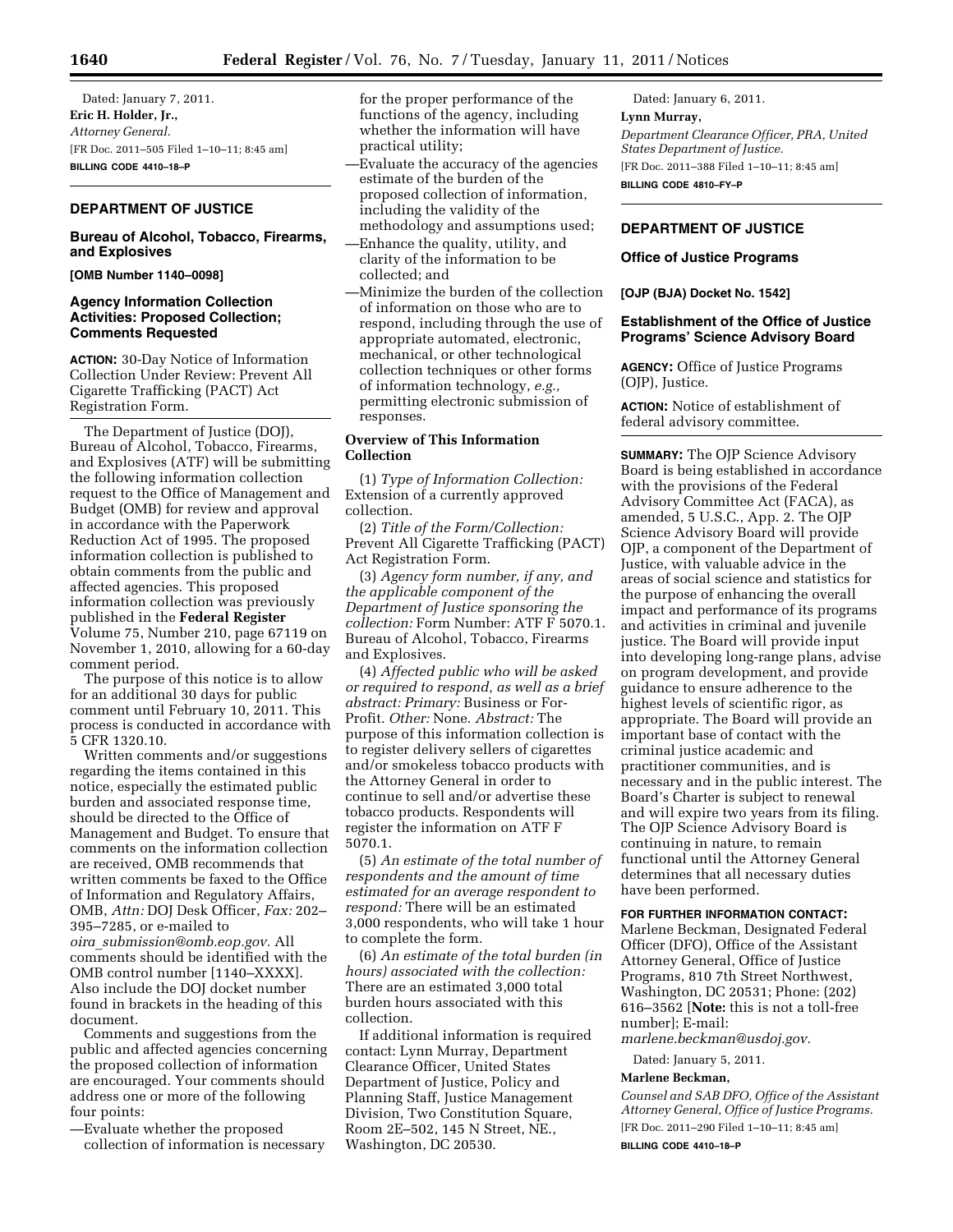Dated: January 7, 2011.

**Eric H. Holder, Jr.,**

*Attorney General.*

[FR Doc. 2011–505 Filed 1–10–11; 8:45 am]

**BILLING CODE 4410–18–P**

## DEPARTMENT OF JUSTICE

### Bureau of Alcohol, Tobacco, Firearms, and Explosives

**[OMB Number 1140–0098]**

### Agency Information Collection Activities: Proposed Collection; Comments Requested

**ACTION:** 30-Day Notice of Information Collection Under Review: Prevent All Cigarette Trafficking (PACT) Act Registration Form.

The Department of Justice (DOJ), Bureau of Alcohol, Tobacco, Firearms, and Explosives (ATF) will be submitting the following information collection request to the Office of Management and Budget (OMB) for review and approval in accordance with the Paperwork Reduction Act of 1995. The proposed information collection is published to obtain comments from the public and affected agencies. This proposed information collection was previously published in the **Federal Register** Volume 75, Number 210, page 67119 on November 1, 2010, allowing for a 60-day comment period.

The purpose of this notice is to allow for an additional 30 days for public comment until February 10, 2011. This process is conducted in accordance with 5 CFR 1320.10.

Written comments and/or suggestions regarding the items contained in this notice, especially the estimated public burden and associated response time, should be directed to the Office of Management and Budget. To ensure that comments on the information collection are received, OMB recommends that written comments be faxed to the Office of Information and Regulatory Affairs, OMB, *Attn:* DOJ Desk Officer, *Fax:* 202–395–7285, or e-mailed to *oira_submission@omb.eop.gov.* All comments should be identified with the OMB control number [1140–XXXX]. Also include the DOJ docket number found in brackets in the heading of this document.

Comments and suggestions from the public and affected agencies concerning the proposed collection of information are encouraged. Your comments should address one or more of the following four points:

—Evaluate whether the proposed collection of information is necessary for the proper performance of the functions of the agency, including whether the information will have practical utility;

—Evaluate the accuracy of the agencies estimate of the burden of the proposed collection of information, including the validity of the methodology and assumptions used;

—Enhance the quality, utility, and clarity of the information to be collected; and

—Minimize the burden of the collection of information on those who are to respond, including through the use of appropriate automated, electronic, mechanical, or other technological collection techniques or other forms of information technology, *e.g.,* permitting electronic submission of responses.

### Overview of This Information Collection

(1) *Type of Information Collection:* Extension of a currently approved collection.

(2) *Title of the Form/Collection:* Prevent All Cigarette Trafficking (PACT) Act Registration Form.

(3) *Agency form number, if any, and the applicable component of the Department of Justice sponsoring the collection:* Form Number: ATF F 5070.1. Bureau of Alcohol, Tobacco, Firearms and Explosives.

(4) *Affected public who will be asked or required to respond, as well as a brief abstract: Primary:* Business or For-Profit. *Other:* None. *Abstract:* The purpose of this information collection is to register delivery sellers of cigarettes and/or smokeless tobacco products with the Attorney General in order to continue to sell and/or advertise these tobacco products. Respondents will register the information on ATF F 5070.1.

(5) *An estimate of the total number of respondents and the amount of time estimated for an average respondent to respond:* There will be an estimated 3,000 respondents, who will take 1 hour to complete the form.

(6) *An estimate of the total burden (in hours) associated with the collection:* There are an estimated 3,000 total burden hours associated with this collection.

If additional information is required contact: Lynn Murray, Department Clearance Officer, United States Department of Justice, Policy and Planning Staff, Justice Management Division, Two Constitution Square, Room 2E–502, 145 N Street, NE., Washington, DC 20530.

Dated: January 6, 2011.

**Lynn Murray,**

*Department Clearance Officer, PRA, United States Department of Justice.*

[FR Doc. 2011–388 Filed 1–10–11; 8:45 am]

**BILLING CODE 4810–FY–P**

## DEPARTMENT OF JUSTICE

### Office of Justice Programs

**[OJP (BJA) Docket No. 1542]**

### Establishment of the Office of Justice Programs' Science Advisory Board

**AGENCY:** Office of Justice Programs (OJP), Justice.

**ACTION:** Notice of establishment of federal advisory committee.

**SUMMARY:** The OJP Science Advisory Board is being established in accordance with the provisions of the Federal Advisory Committee Act (FACA), as amended, 5 U.S.C., App. 2. The OJP Science Advisory Board will provide OJP, a component of the Department of Justice, with valuable advice in the areas of social science and statistics for the purpose of enhancing the overall impact and performance of its programs and activities in criminal and juvenile justice. The Board will provide input into developing long-range plans, advise on program development, and provide guidance to ensure adherence to the highest levels of scientific rigor, as appropriate. The Board will provide an important base of contact with the criminal justice academic and practitioner communities, and is necessary and in the public interest. The Board's Charter is subject to renewal and will expire two years from its filing. The OJP Science Advisory Board is continuing in nature, to remain functional until the Attorney General determines that all necessary duties have been performed.

**FOR FURTHER INFORMATION CONTACT:** Marlene Beckman, Designated Federal Officer (DFO), Office of the Assistant Attorney General, Office of Justice Programs, 810 7th Street Northwest, Washington, DC 20531; Phone: (202) 616–3562 [**Note:** this is not a toll-free number]; E-mail: *marlene.beckman@usdoj.gov.*

Dated: January 5, 2011.

**Marlene Beckman,**

*Counsel and SAB DFO, Office of the Assistant Attorney General, Office of Justice Programs.*

[FR Doc. 2011–290 Filed 1–10–11; 8:45 am]

**BILLING CODE 4410–18–P**